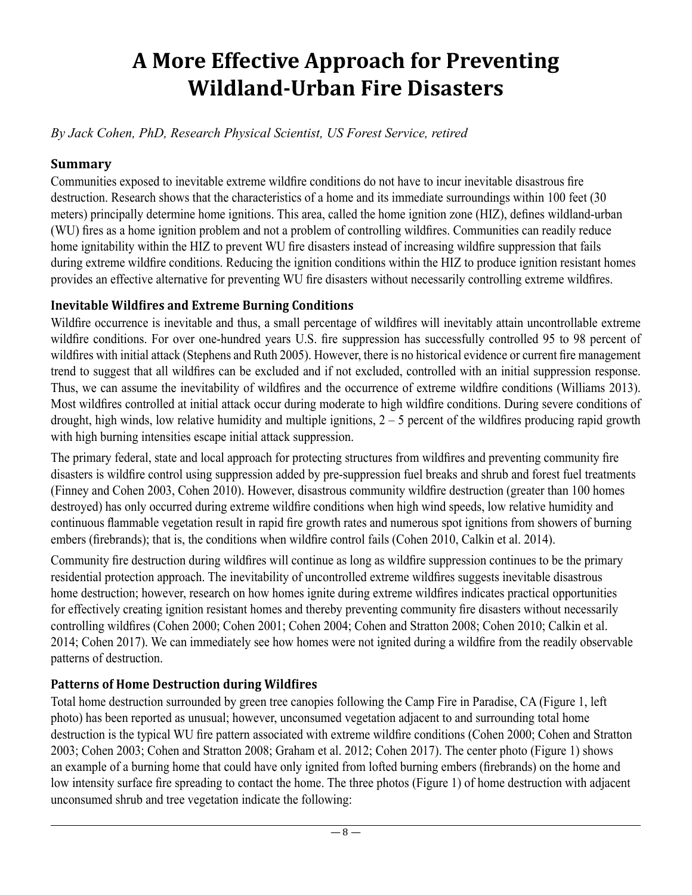# A More Effective Approach for Preventing Wildland-Urban Fire Disasters

*By Jack Cohen, PhD, Research Physical Scientist, US Forest Service, retired*

## Summary

Communities exposed to inevitable extreme wildfire conditions do not have to incur inevitable disastrous fire destruction. Research shows that the characteristics of a home and its immediate surroundings within 100 feet (30 meters) principally determine home ignitions. This area, called the home ignition zone (HIZ), defines wildland-urban (WU) fires as a home ignition problem and not a problem of controlling wildfires. Communities can readily reduce home ignitability within the HIZ to prevent WU fire disasters instead of increasing wildfire suppression that fails during extreme wildfire conditions. Reducing the ignition conditions within the HIZ to produce ignition resistant homes provides an effective alternative for preventing WU fire disasters without necessarily controlling extreme wildfires.

## Inevitable Wildfires and Extreme Burning Conditions

Wildfire occurrence is inevitable and thus, a small percentage of wildfires will inevitably attain uncontrollable extreme wildfire conditions. For over one-hundred years U.S. fire suppression has successfully controlled 95 to 98 percent of wildfires with initial attack (Stephens and Ruth 2005). However, there is no historical evidence or current fire management trend to suggest that all wildfires can be excluded and if not excluded, controlled with an initial suppression response. Thus, we can assume the inevitability of wildfires and the occurrence of extreme wildfire conditions (Williams 2013). Most wildfires controlled at initial attack occur during moderate to high wildfire conditions. During severe conditions of drought, high winds, low relative humidity and multiple ignitions, 2 – 5 percent of the wildfires producing rapid growth with high burning intensities escape initial attack suppression.

The primary federal, state and local approach for protecting structures from wildfires and preventing community fire disasters is wildfire control using suppression added by pre-suppression fuel breaks and shrub and forest fuel treatments (Finney and Cohen 2003, Cohen 2010). However, disastrous community wildfire destruction (greater than 100 homes destroyed) has only occurred during extreme wildfire conditions when high wind speeds, low relative humidity and continuous flammable vegetation result in rapid fire growth rates and numerous spot ignitions from showers of burning embers (firebrands); that is, the conditions when wildfire control fails (Cohen 2010, Calkin et al. 2014).

Community fire destruction during wildfires will continue as long as wildfire suppression continues to be the primary residential protection approach. The inevitability of uncontrolled extreme wildfires suggests inevitable disastrous home destruction; however, research on how homes ignite during extreme wildfires indicates practical opportunities for effectively creating ignition resistant homes and thereby preventing community fire disasters without necessarily controlling wildfires (Cohen 2000; Cohen 2001; Cohen 2004; Cohen and Stratton 2008; Cohen 2010; Calkin et al. 2014; Cohen 2017). We can immediately see how homes were not ignited during a wildfire from the readily observable patterns of destruction.

## Patterns of Home Destruction during Wildfires

Total home destruction surrounded by green tree canopies following the Camp Fire in Paradise, CA (Figure 1, left photo) has been reported as unusual; however, unconsumed vegetation adjacent to and surrounding total home destruction is the typical WU fire pattern associated with extreme wildfire conditions (Cohen 2000; Cohen and Stratton 2003; Cohen 2003; Cohen and Stratton 2008; Graham et al. 2012; Cohen 2017). The center photo (Figure 1) shows an example of a burning home that could have only ignited from lofted burning embers (firebrands) on the home and low intensity surface fire spreading to contact the home. The three photos (Figure 1) of home destruction with adjacent unconsumed shrub and tree vegetation indicate the following: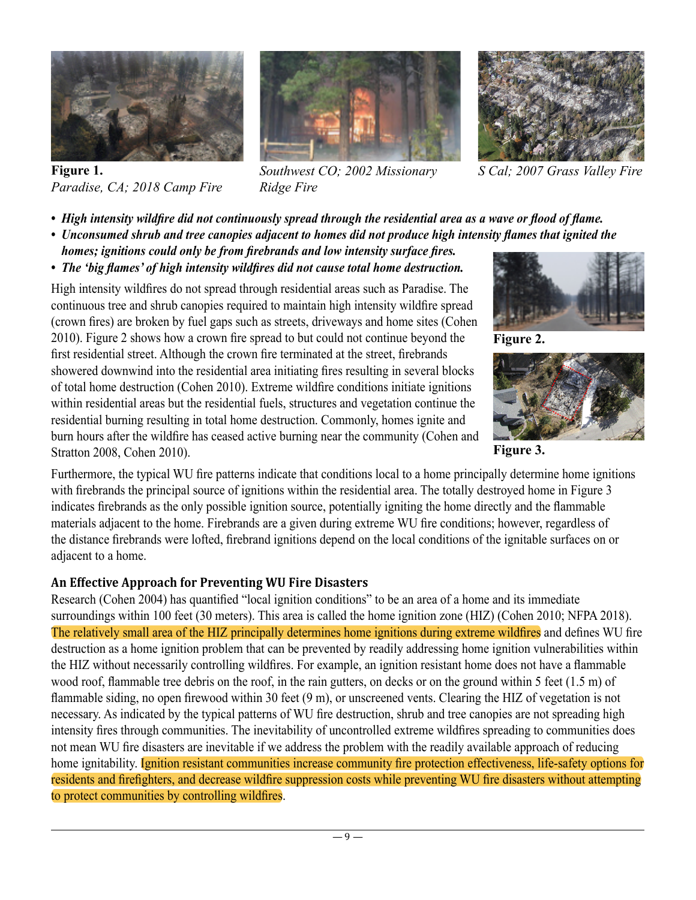**Figure 1.**
*Paradise, CA; 2018 Camp Fire*

*Southwest CO; 2002 Missionary Ridge Fire*

*S Cal; 2007 Grass Valley Fire*

- ***High intensity wildfire did not continuously spread through the residential area as a wave or flood of flame.***
- ***Unconsumed shrub and tree canopies adjacent to homes did not produce high intensity flames that ignited the homes; ignitions could only be from firebrands and low intensity surface fires.***
- ***The 'big flames' of high intensity wildfires did not cause total home destruction.***

High intensity wildfires do not spread through residential areas such as Paradise. The continuous tree and shrub canopies required to maintain high intensity wildfire spread (crown fires) are broken by fuel gaps such as streets, driveways and home sites (Cohen 2010). Figure 2 shows how a crown fire spread to but could not continue beyond the first residential street. Although the crown fire terminated at the street, firebrands showered downwind into the residential area initiating fires resulting in several blocks of total home destruction (Cohen 2010). Extreme wildfire conditions initiate ignitions within residential areas but the residential fuels, structures and vegetation continue the residential burning resulting in total home destruction. Commonly, homes ignite and burn hours after the wildfire has ceased active burning near the community (Cohen and Stratton 2008, Cohen 2010).

**Figure 2.**

**Figure 3.**

Furthermore, the typical WU fire patterns indicate that conditions local to a home principally determine home ignitions with firebrands the principal source of ignitions within the residential area. The totally destroyed home in Figure 3 indicates firebrands as the only possible ignition source, potentially igniting the home directly and the flammable materials adjacent to the home. Firebrands are a given during extreme WU fire conditions; however, regardless of the distance firebrands were lofted, firebrand ignitions depend on the local conditions of the ignitable surfaces on or adjacent to a home.

## An Effective Approach for Preventing WU Fire Disasters

Research (Cohen 2004) has quantified "local ignition conditions" to be an area of a home and its immediate surroundings within 100 feet (30 meters). This area is called the home ignition zone (HIZ) (Cohen 2010; NFPA 2018). The relatively small area of the HIZ principally determines home ignitions during extreme wildfires and defines WU fire destruction as a home ignition problem that can be prevented by readily addressing home ignition vulnerabilities within the HIZ without necessarily controlling wildfires. For example, an ignition resistant home does not have a flammable wood roof, flammable tree debris on the roof, in the rain gutters, on decks or on the ground within 5 feet (1.5 m) of flammable siding, no open firewood within 30 feet (9 m), or unscreened vents. Clearing the HIZ of vegetation is not necessary. As indicated by the typical patterns of WU fire destruction, shrub and tree canopies are not spreading high intensity fires through communities. The inevitability of uncontrolled extreme wildfires spreading to communities does not mean WU fire disasters are inevitable if we address the problem with the readily available approach of reducing home ignitability. Ignition resistant communities increase community fire protection effectiveness, life-safety options for residents and firefighters, and decrease wildfire suppression costs while preventing WU fire disasters without attempting to protect communities by controlling wildfires.